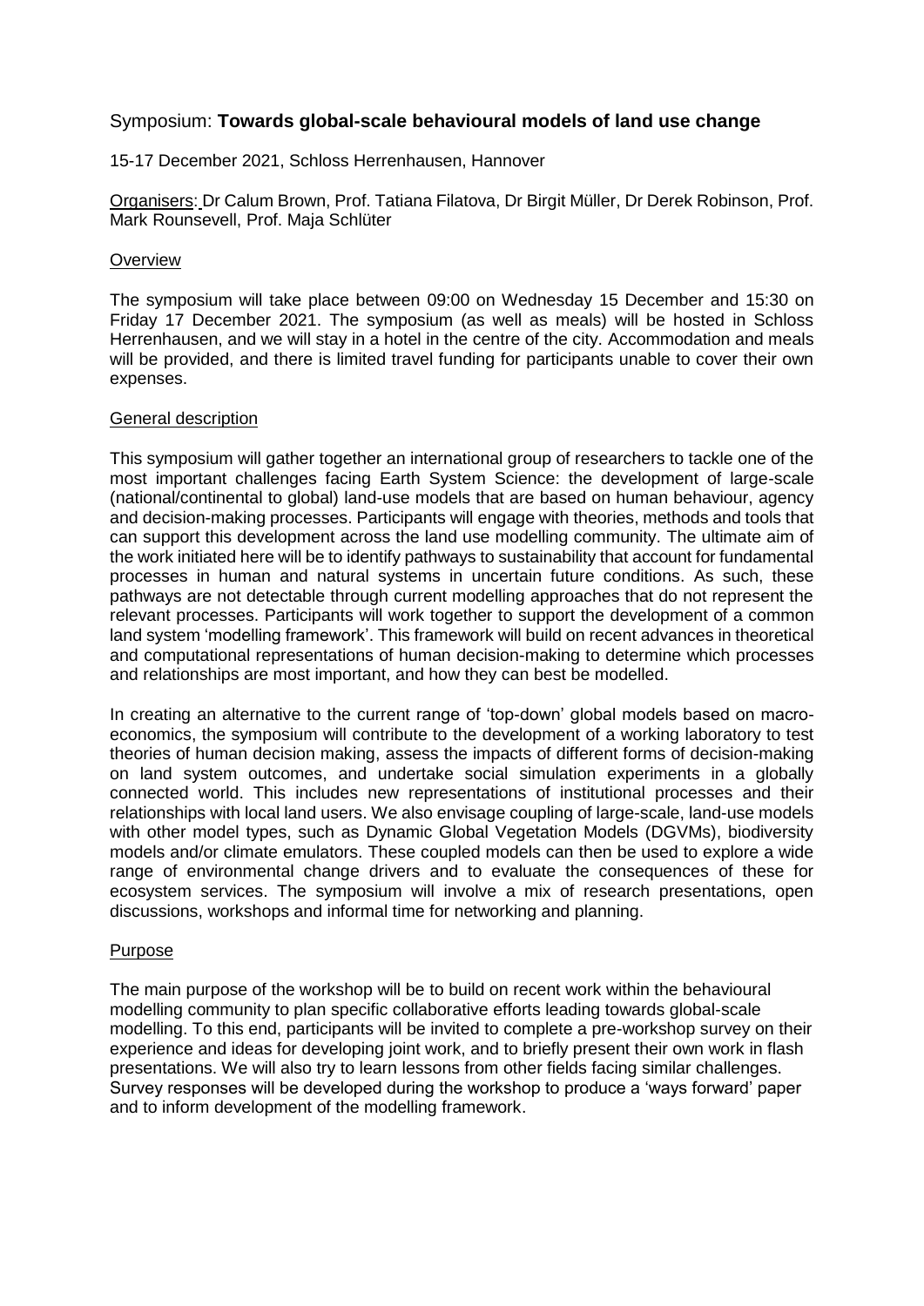# Symposium: **Towards global-scale behavioural models of land use change**

15-17 December 2021, Schloss Herrenhausen, Hannover

Organisers: Dr Calum Brown, Prof. Tatiana Filatova, Dr Birgit Müller, Dr Derek Robinson, Prof. Mark Rounsevell, Prof. Maja Schlüter

## Overview

The symposium will take place between 09:00 on Wednesday 15 December and 15:30 on Friday 17 December 2021. The symposium (as well as meals) will be hosted in Schloss Herrenhausen, and we will stay in a hotel in the centre of the city. Accommodation and meals will be provided, and there is limited travel funding for participants unable to cover their own expenses.

## General description

This symposium will gather together an international group of researchers to tackle one of the most important challenges facing Earth System Science: the development of large-scale (national/continental to global) land-use models that are based on human behaviour, agency and decision-making processes. Participants will engage with theories, methods and tools that can support this development across the land use modelling community. The ultimate aim of the work initiated here will be to identify pathways to sustainability that account for fundamental processes in human and natural systems in uncertain future conditions. As such, these pathways are not detectable through current modelling approaches that do not represent the relevant processes. Participants will work together to support the development of a common land system 'modelling framework'. This framework will build on recent advances in theoretical and computational representations of human decision-making to determine which processes and relationships are most important, and how they can best be modelled.

In creating an alternative to the current range of 'top-down' global models based on macro-economics, the symposium will contribute to the development of a working laboratory to test theories of human decision making, assess the impacts of different forms of decision-making on land system outcomes, and undertake social simulation experiments in a globally connected world. This includes new representations of institutional processes and their relationships with local land users. We also envisage coupling of large-scale, land-use models with other model types, such as Dynamic Global Vegetation Models (DGVMs), biodiversity models and/or climate emulators. These coupled models can then be used to explore a wide range of environmental change drivers and to evaluate the consequences of these for ecosystem services. The symposium will involve a mix of research presentations, open discussions, workshops and informal time for networking and planning.

## Purpose

The main purpose of the workshop will be to build on recent work within the behavioural modelling community to plan specific collaborative efforts leading towards global-scale modelling. To this end, participants will be invited to complete a pre-workshop survey on their experience and ideas for developing joint work, and to briefly present their own work in flash presentations. We will also try to learn lessons from other fields facing similar challenges. Survey responses will be developed during the workshop to produce a 'ways forward' paper and to inform development of the modelling framework.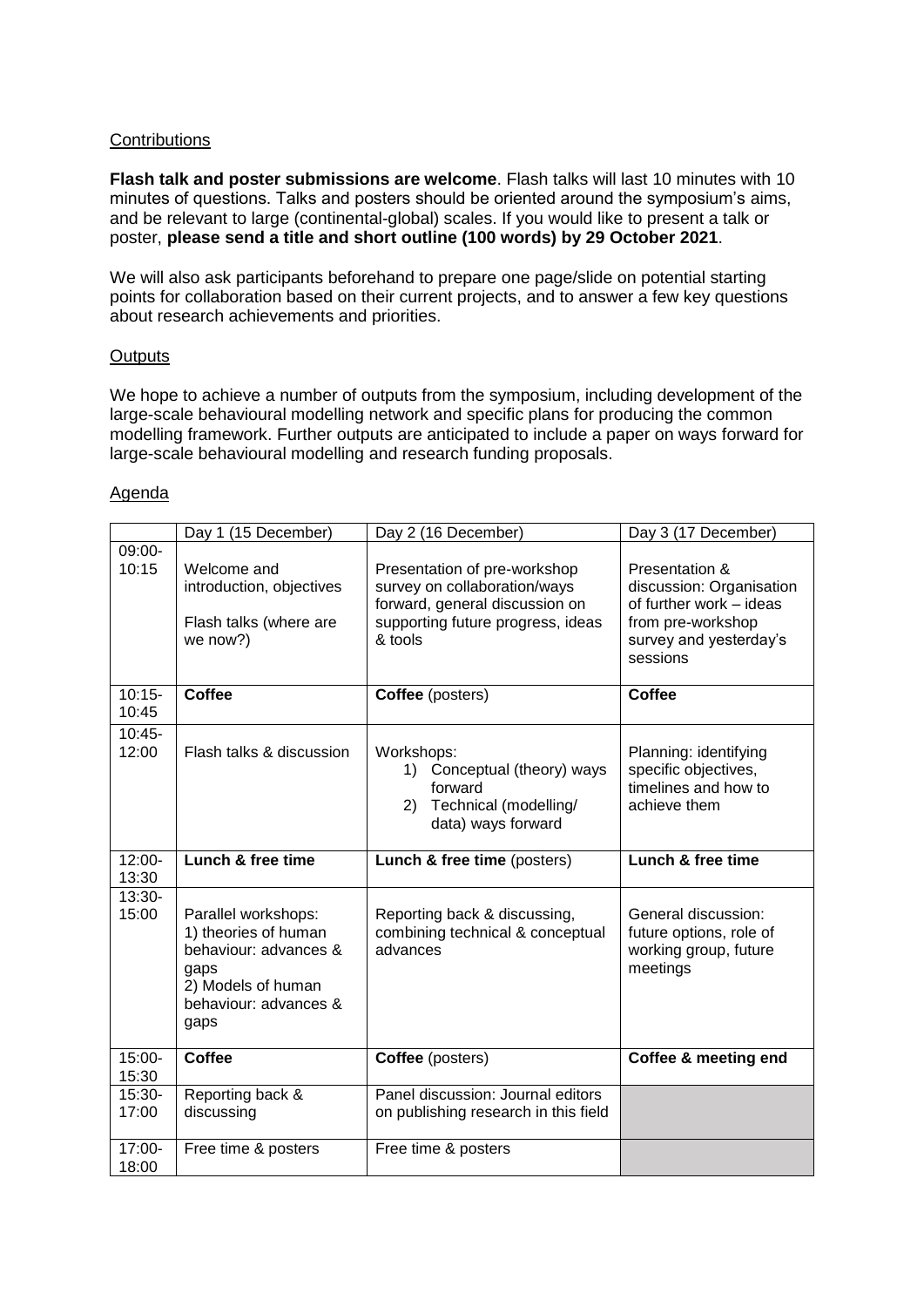## Contributions

**Flash talk and poster submissions are welcome**. Flash talks will last 10 minutes with 10 minutes of questions. Talks and posters should be oriented around the symposium's aims, and be relevant to large (continental-global) scales. If you would like to present a talk or poster, **please send a title and short outline (100 words) by 29 October 2021**.

We will also ask participants beforehand to prepare one page/slide on potential starting points for collaboration based on their current projects, and to answer a few key questions about research achievements and priorities.

## Outputs

We hope to achieve a number of outputs from the symposium, including development of the large-scale behavioural modelling network and specific plans for producing the common modelling framework. Further outputs are anticipated to include a paper on ways forward for large-scale behavioural modelling and research funding proposals.

## Agenda

| | Day 1 (15 December) | Day 2 (16 December) | Day 3 (17 December) |
|---|---|---|---|
| 09:00-10:15 | Welcome and introduction, objectives<br><br>Flash talks (where are we now?) | Presentation of pre-workshop survey on collaboration/ways forward, general discussion on supporting future progress, ideas & tools | Presentation & discussion: Organisation of further work – ideas from pre-workshop survey and yesterday's sessions |
| 10:15-10:45 | **Coffee** | **Coffee** (posters) | **Coffee** |
| 10:45-12:00 | Flash talks & discussion | Workshops:<br>1) Conceptual (theory) ways forward<br>2) Technical (modelling/ data) ways forward | Planning: identifying specific objectives, timelines and how to achieve them |
| 12:00-13:30 | **Lunch & free time** | **Lunch & free time** (posters) | **Lunch & free time** |
| 13:30-15:00 | Parallel workshops:<br>1) theories of human behaviour: advances & gaps<br>2) Models of human behaviour: advances & gaps | Reporting back & discussing, combining technical & conceptual advances | General discussion: future options, role of working group, future meetings |
| 15:00-15:30 | **Coffee** | **Coffee** (posters) | **Coffee & meeting end** |
| 15:30-17:00 | Reporting back & discussing | Panel discussion: Journal editors on publishing research in this field | |
| 17:00-18:00 | Free time & posters | Free time & posters | |